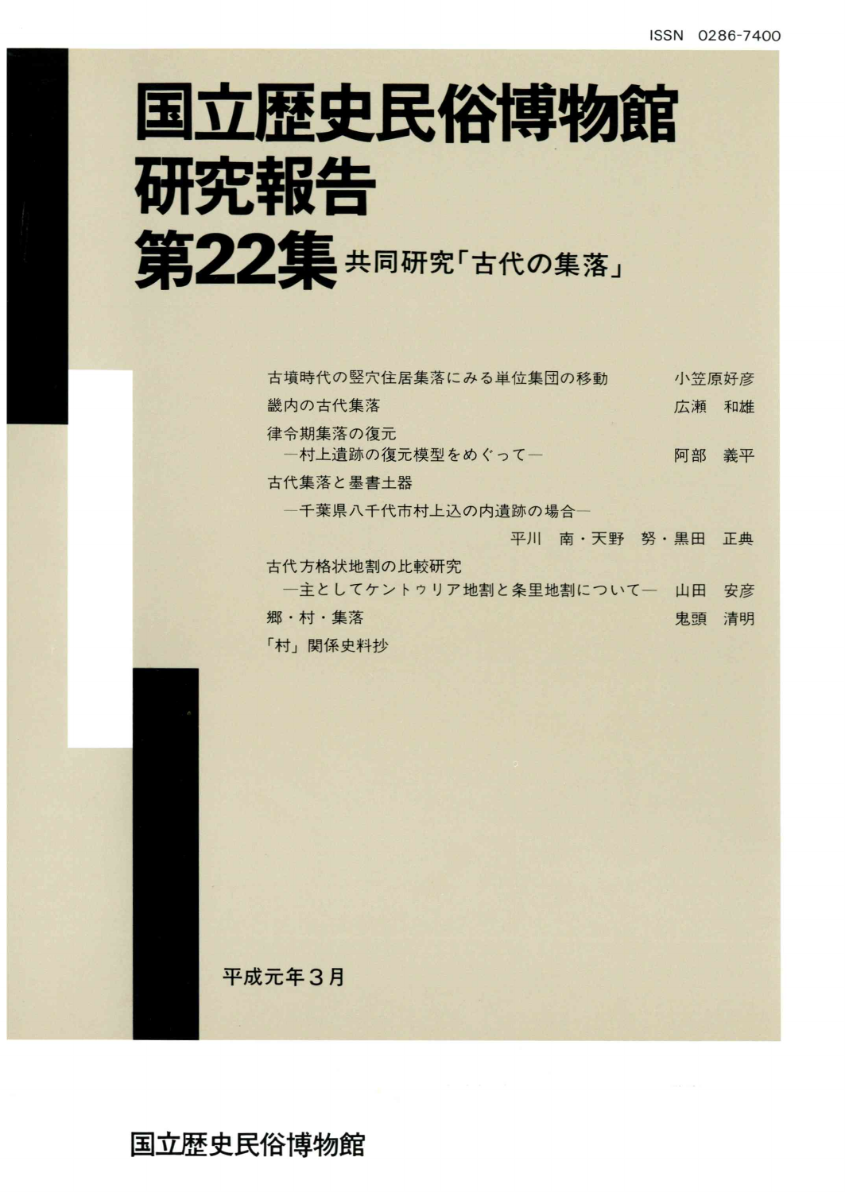ISSN 0286-7400

# 国立歴史民俗博物館研究報告

# 第22集 共同研究「古代の集落」

古墳時代の竪穴住居集落にみる単位集団の移動　小笠原好彦

畿内の古代集落　広瀬　和雄

律令期集落の復元
―村上遺跡の復元模型をめぐって―　阿部　義平

古代集落と墨書土器
―千葉県八千代市村上込の内遺跡の場合―
平川　南・天野　努・黒田　正典

古代方格状地割の比較研究
―主としてケントゥリア地割と条里地割について―　山田　安彦

郷・村・集落　鬼頭　清明

「村」関係史料抄

平成元年３月

国立歴史民俗博物館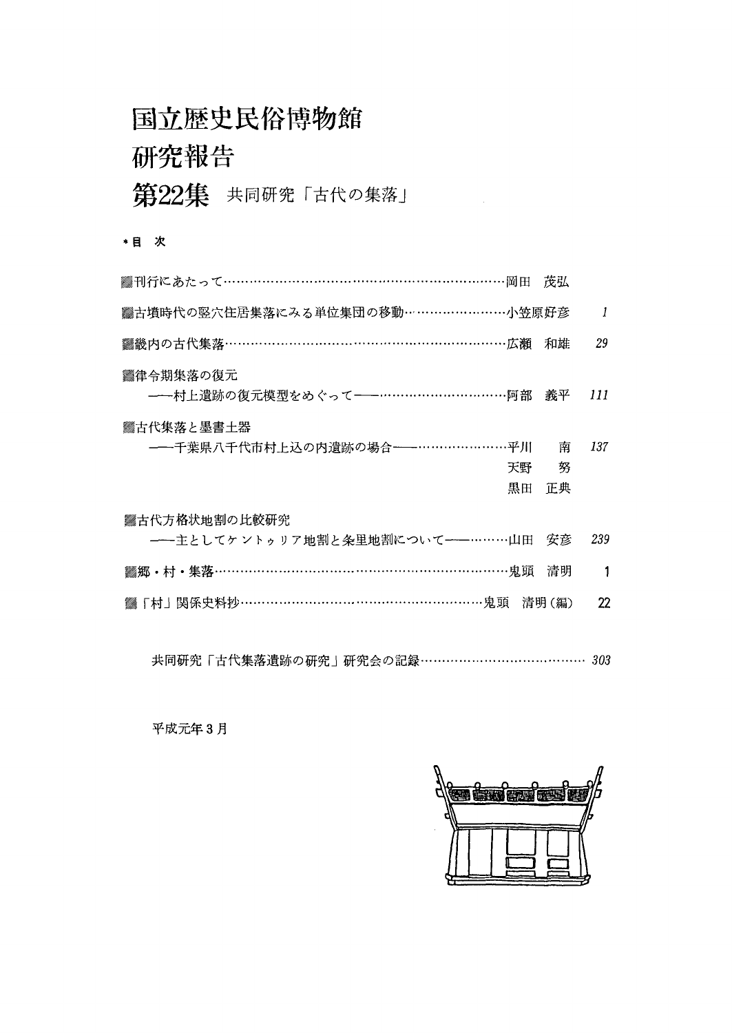# 国立歴史民俗博物館
# 研究報告
# 第22集　共同研究「古代の集落」

*目　次

▨刊行にあたって……………………………………………………………岡田　茂弘

▨古墳時代の竪穴住居集落にみる単位集団の移動……………………小笠原好彦　1

▨畿内の古代集落……………………………………………………………広瀬　和雄　29

▨律令期集落の復元
　——村上遺跡の復元模型をめぐって——…………………………阿部　義平　111

▨古代集落と墨書土器
　——千葉県八千代市村上込の内遺跡の場合——…………………平川　南　137
　　　　　　　　　　　　　　　　　　　　　　　　　　　　天野　努
　　　　　　　　　　　　　　　　　　　　　　　　　　　　黒田　正典

▨古代方格状地割の比較研究
　——主としてケントゥリア地割と条里地割について——………山田　安彦　239

▨郷・村・集落………………………………………………………………鬼頭　清明　1

▨「村」関係史料抄…………………………………………………………鬼頭　清明（編）　22

共同研究「古代集落遺跡の研究」研究会の記録…………………………………… 303

平成元年3月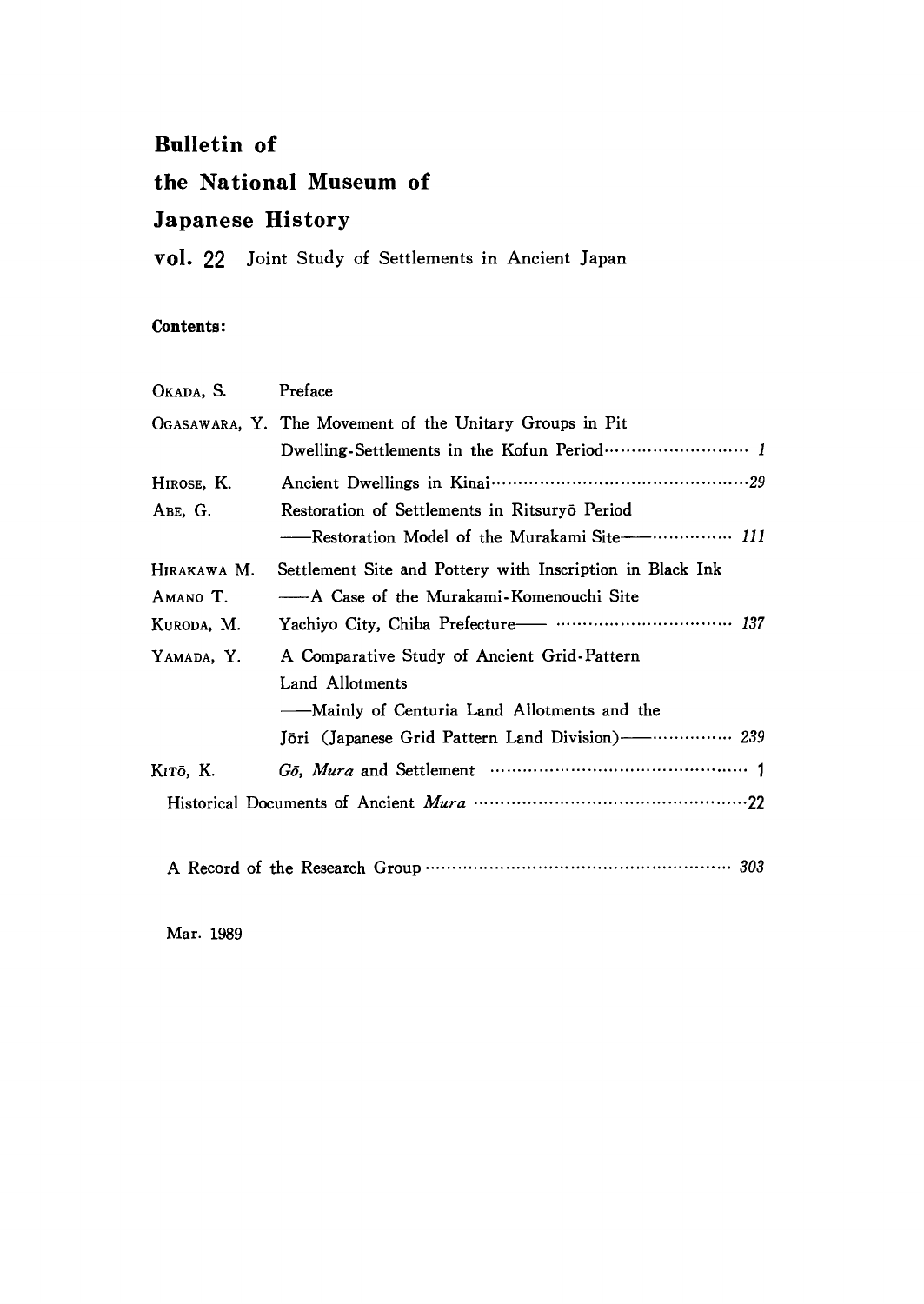# Bulletin of the National Museum of Japanese History

**vol. 22** Joint Study of Settlements in Ancient Japan

**Contents:**

| | |
|---|---|
| OKADA, S. | Preface |
| OGASAWARA, Y. | The Movement of the Unitary Groups in Pit Dwelling-Settlements in the Kofun Period ··························· *1* |
| HIROSE, K. | Ancient Dwellings in Kinai ················································*29* |
| ABE, G. | Restoration of Settlements in Ritsuryō Period ——Restoration Model of the Murakami Site—— ··············· *111* |
| HIRAKAWA M. AMANO T. KURODA, M. | Settlement Site and Pottery with Inscription in Black Ink ——A Case of the Murakami-Komenouchi Site Yachiyo City, Chiba Prefecture—— ································ *137* |
| YAMADA, Y. | A Comparative Study of Ancient Grid-Pattern Land Allotments ——Mainly of Centuria Land Allotments and the Jōri (Japanese Grid Pattern Land Division)—— ··············· *239* |
| KITŌ, K. | *Gō*, *Mura* and Settlement ··············································· 1 |

Historical Documents of Ancient *Mura* ··················································22

A Record of the Research Group ························································ *303*

Mar. 1989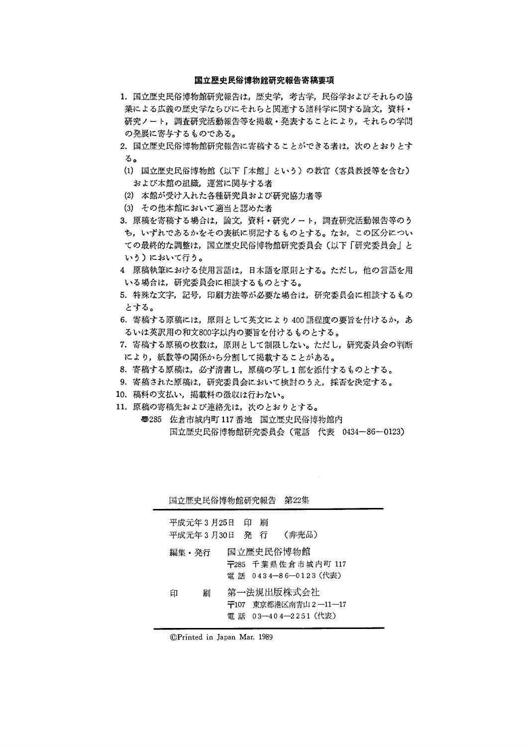## 国立歴史民俗博物館研究報告寄稿要項

1. 国立歴史民俗博物館研究報告は，歴史学，考古学，民俗学およびそれらの協業による広義の歴史学ならびにそれらと関連する諸科学に関する論文，資料・研究ノート，調査研究活動報告等を掲載・発表することにより，それらの学問の発展に寄与するものである。
2. 国立歴史民俗博物館研究報告に寄稿することができる者は，次のとおりとする。
   (1) 国立歴史民俗博物館（以下「本館」という）の教官（客員教授等を含む）および本館の組織，運営に関与する者
   (2) 本館が受け入れた各種研究員および研究協力者等
   (3) その他本館において適当と認めた者
3. 原稿を寄稿する場合は，論文，資料・研究ノート，調査研究活動報告等のうち，いずれであるかをその表紙に明記するものとする。なお，この区分についての最終的な調整は，国立歴史民俗博物館研究委員会（以下「研究委員会」という）において行う。
4. 原稿執筆における使用言語は，日本語を原則とする。ただし，他の言語を用いる場合は，研究委員会に相談するものとする。
5. 特殊な文字，記号，印刷方法等が必要な場合は，研究委員会に相談するものとする。
6. 寄稿する原稿には，原則として英文により400語程度の要旨を付けるか，あるいは英訳用の和文800字以内の要旨を付けるものとする。
7. 寄稿する原稿の枚数は，原則として制限しない。ただし，研究委員会の判断により，紙数等の関係から分割して掲載することがある。
8. 寄稿する原稿は，必ず清書し，原稿の写し1部を添付するものとする。
9. 寄稿された原稿は，研究委員会において検討のうえ，採否を決定する。
10. 稿料の支払い，掲載料の徴収は行わない。
11. 原稿の寄稿先および連絡先は，次のとおりとする。

    〠285 佐倉市城内町117番地 国立歴史民俗博物館内
    国立歴史民俗博物館研究委員会（電話 代表 0434—86—0123）

---

国立歴史民俗博物館研究報告 第22集

平成元年3月25日 印 刷
平成元年3月30日 発 行 （非売品）

編集・発行 国立歴史民俗博物館
〒285 千葉県佐倉市城内町117
電話 0434—86—0123（代表）

印 刷 第一法規出版株式会社
〒107 東京都港区南青山2—11—17
電話 03—404—2251（代表）

©Printed in Japan Mar. 1989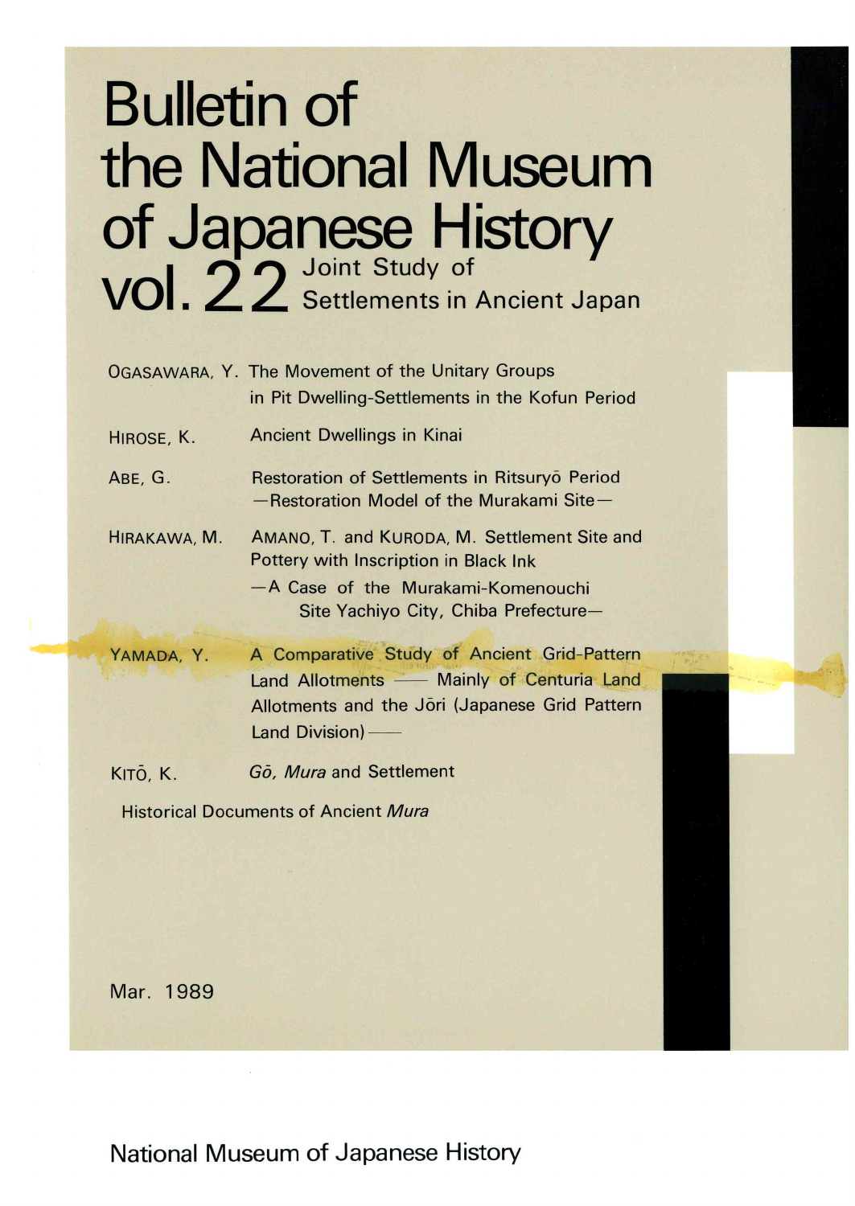# Bulletin of the National Museum of Japanese History vol. 22

## Joint Study of Settlements in Ancient Japan

OGASAWARA, Y. The Movement of the Unitary Groups in Pit Dwelling-Settlements in the Kofun Period

HIROSE, K. Ancient Dwellings in Kinai

ABE, G. Restoration of Settlements in Ritsuryō Period —Restoration Model of the Murakami Site—

HIRAKAWA, M. AMANO, T. and KURODA, M. Settlement Site and Pottery with Inscription in Black Ink —A Case of the Murakami-Komenouchi Site Yachiyo City, Chiba Prefecture—

YAMADA, Y. A Comparative Study of Ancient Grid-Pattern Land Allotments —— Mainly of Centuria Land Allotments and the Jōri (Japanese Grid Pattern Land Division) ——

KITŌ, K. *Gō, Mura* and Settlement

Historical Documents of Ancient *Mura*

Mar. 1989

National Museum of Japanese History